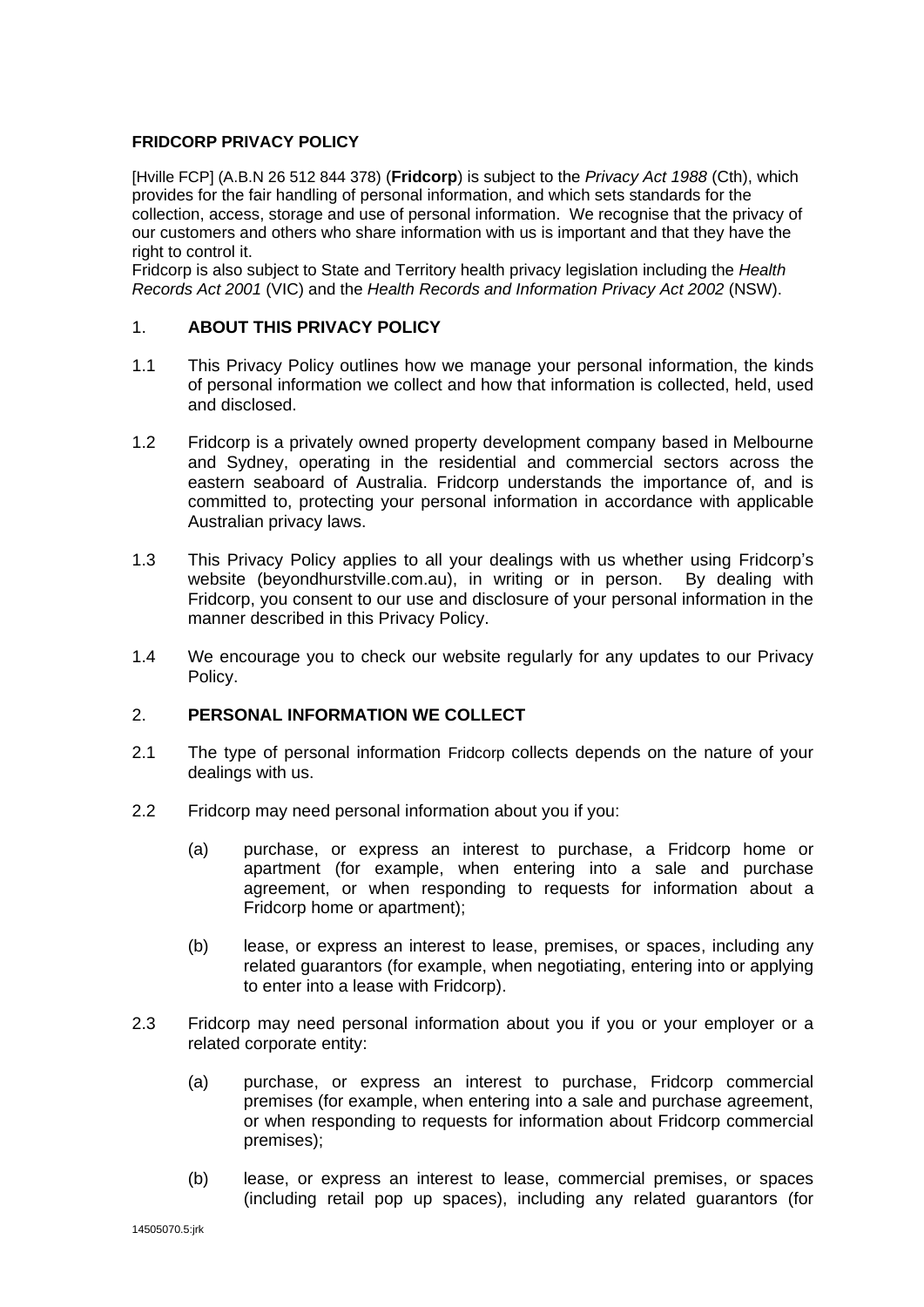# FRIDCORP PRIVACY POLICY

[Hville FCP] (A.B.N 26 512 844 378) (**Fridcorp**) is subject to the *Privacy Act 1988* (Cth), which provides for the fair handling of personal information, and which sets standards for the collection, access, storage and use of personal information. We recognise that the privacy of our customers and others who share information with us is important and that they have the right to control it.

Fridcorp is also subject to State and Territory health privacy legislation including the *Health Records Act 2001* (VIC) and the *Health Records and Information Privacy Act 2002* (NSW).

## 1. ABOUT THIS PRIVACY POLICY

1.1 This Privacy Policy outlines how we manage your personal information, the kinds of personal information we collect and how that information is collected, held, used and disclosed.

1.2 Fridcorp is a privately owned property development company based in Melbourne and Sydney, operating in the residential and commercial sectors across the eastern seaboard of Australia. Fridcorp understands the importance of, and is committed to, protecting your personal information in accordance with applicable Australian privacy laws.

1.3 This Privacy Policy applies to all your dealings with us whether using Fridcorp's website (beyondhurstville.com.au), in writing or in person. By dealing with Fridcorp, you consent to our use and disclosure of your personal information in the manner described in this Privacy Policy.

1.4 We encourage you to check our website regularly for any updates to our Privacy Policy.

## 2. PERSONAL INFORMATION WE COLLECT

2.1 The type of personal information Fridcorp collects depends on the nature of your dealings with us.

2.2 Fridcorp may need personal information about you if you:

(a) purchase, or express an interest to purchase, a Fridcorp home or apartment (for example, when entering into a sale and purchase agreement, or when responding to requests for information about a Fridcorp home or apartment);

(b) lease, or express an interest to lease, premises, or spaces, including any related guarantors (for example, when negotiating, entering into or applying to enter into a lease with Fridcorp).

2.3 Fridcorp may need personal information about you if you or your employer or a related corporate entity:

(a) purchase, or express an interest to purchase, Fridcorp commercial premises (for example, when entering into a sale and purchase agreement, or when responding to requests for information about Fridcorp commercial premises);

(b) lease, or express an interest to lease, commercial premises, or spaces (including retail pop up spaces), including any related guarantors (for

14505070.5:jrk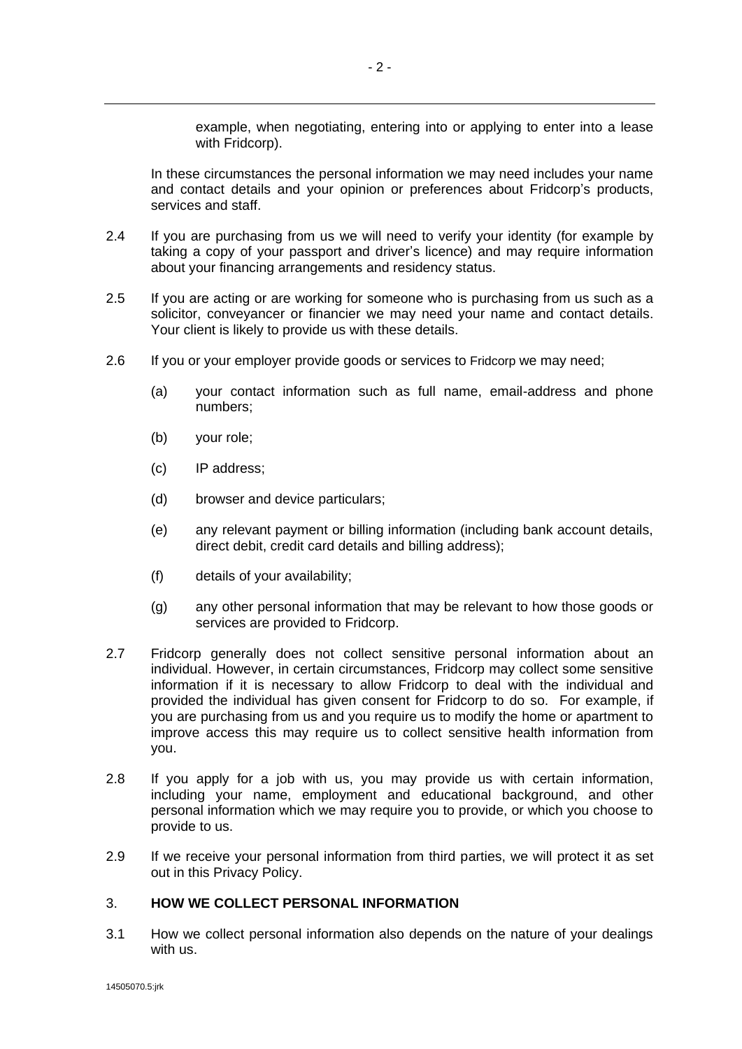example, when negotiating, entering into or applying to enter into a lease with Fridcorp).

In these circumstances the personal information we may need includes your name and contact details and your opinion or preferences about Fridcorp's products, services and staff.

2.4 If you are purchasing from us we will need to verify your identity (for example by taking a copy of your passport and driver's licence) and may require information about your financing arrangements and residency status.

2.5 If you are acting or are working for someone who is purchasing from us such as a solicitor, conveyancer or financier we may need your name and contact details. Your client is likely to provide us with these details.

2.6 If you or your employer provide goods or services to Fridcorp we may need;

(a) your contact information such as full name, email-address and phone numbers;

(b) your role;

(c) IP address;

(d) browser and device particulars;

(e) any relevant payment or billing information (including bank account details, direct debit, credit card details and billing address);

(f) details of your availability;

(g) any other personal information that may be relevant to how those goods or services are provided to Fridcorp.

2.7 Fridcorp generally does not collect sensitive personal information about an individual. However, in certain circumstances, Fridcorp may collect some sensitive information if it is necessary to allow Fridcorp to deal with the individual and provided the individual has given consent for Fridcorp to do so. For example, if you are purchasing from us and you require us to modify the home or apartment to improve access this may require us to collect sensitive health information from you.

2.8 If you apply for a job with us, you may provide us with certain information, including your name, employment and educational background, and other personal information which we may require you to provide, or which you choose to provide to us.

2.9 If we receive your personal information from third parties, we will protect it as set out in this Privacy Policy.

## 3. HOW WE COLLECT PERSONAL INFORMATION

3.1 How we collect personal information also depends on the nature of your dealings with us.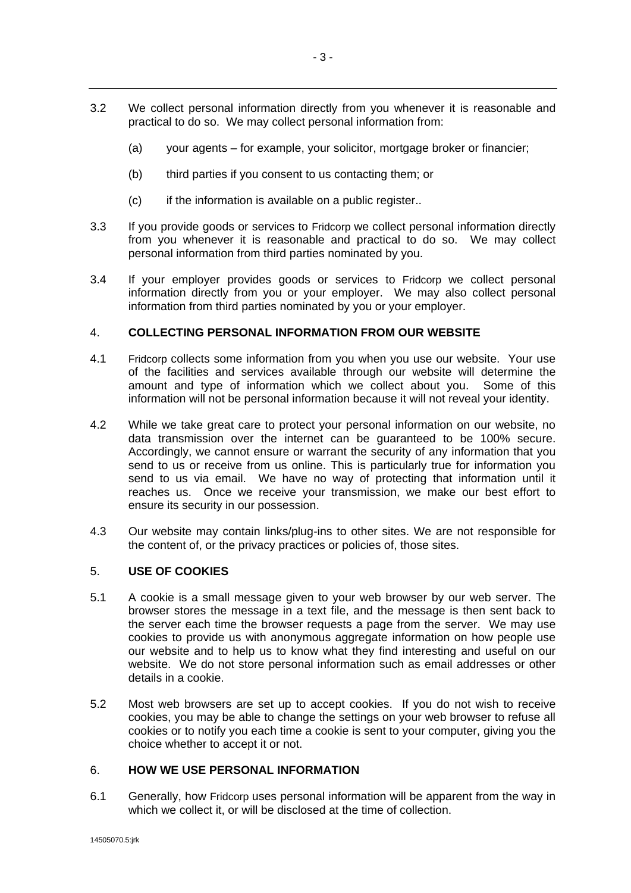3.2 We collect personal information directly from you whenever it is reasonable and practical to do so. We may collect personal information from:

(a) your agents – for example, your solicitor, mortgage broker or financier;

(b) third parties if you consent to us contacting them; or

(c) if the information is available on a public register..

3.3 If you provide goods or services to Fridcorp we collect personal information directly from you whenever it is reasonable and practical to do so. We may collect personal information from third parties nominated by you.

3.4 If your employer provides goods or services to Fridcorp we collect personal information directly from you or your employer. We may also collect personal information from third parties nominated by you or your employer.

## 4. COLLECTING PERSONAL INFORMATION FROM OUR WEBSITE

4.1 Fridcorp collects some information from you when you use our website. Your use of the facilities and services available through our website will determine the amount and type of information which we collect about you. Some of this information will not be personal information because it will not reveal your identity.

4.2 While we take great care to protect your personal information on our website, no data transmission over the internet can be guaranteed to be 100% secure. Accordingly, we cannot ensure or warrant the security of any information that you send to us or receive from us online. This is particularly true for information you send to us via email. We have no way of protecting that information until it reaches us. Once we receive your transmission, we make our best effort to ensure its security in our possession.

4.3 Our website may contain links/plug-ins to other sites. We are not responsible for the content of, or the privacy practices or policies of, those sites.

## 5. USE OF COOKIES

5.1 A cookie is a small message given to your web browser by our web server. The browser stores the message in a text file, and the message is then sent back to the server each time the browser requests a page from the server. We may use cookies to provide us with anonymous aggregate information on how people use our website and to help us to know what they find interesting and useful on our website. We do not store personal information such as email addresses or other details in a cookie.

5.2 Most web browsers are set up to accept cookies. If you do not wish to receive cookies, you may be able to change the settings on your web browser to refuse all cookies or to notify you each time a cookie is sent to your computer, giving you the choice whether to accept it or not.

## 6. HOW WE USE PERSONAL INFORMATION

6.1 Generally, how Fridcorp uses personal information will be apparent from the way in which we collect it, or will be disclosed at the time of collection.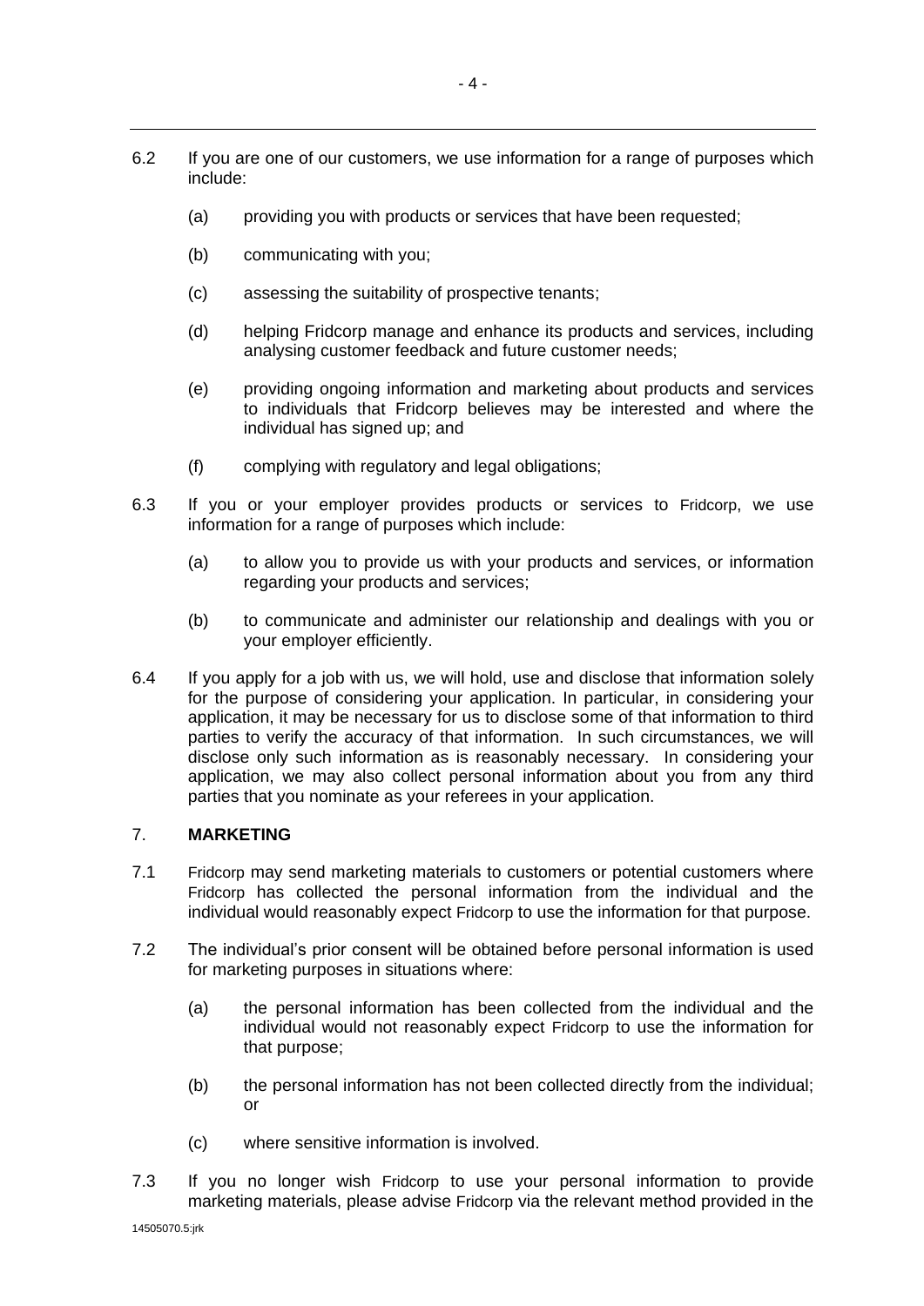6.2 If you are one of our customers, we use information for a range of purposes which include:

(a) providing you with products or services that have been requested;

(b) communicating with you;

(c) assessing the suitability of prospective tenants;

(d) helping Fridcorp manage and enhance its products and services, including analysing customer feedback and future customer needs;

(e) providing ongoing information and marketing about products and services to individuals that Fridcorp believes may be interested and where the individual has signed up; and

(f) complying with regulatory and legal obligations;

6.3 If you or your employer provides products or services to Fridcorp, we use information for a range of purposes which include:

(a) to allow you to provide us with your products and services, or information regarding your products and services;

(b) to communicate and administer our relationship and dealings with you or your employer efficiently.

6.4 If you apply for a job with us, we will hold, use and disclose that information solely for the purpose of considering your application. In particular, in considering your application, it may be necessary for us to disclose some of that information to third parties to verify the accuracy of that information. In such circumstances, we will disclose only such information as is reasonably necessary. In considering your application, we may also collect personal information about you from any third parties that you nominate as your referees in your application.

## 7. MARKETING

7.1 Fridcorp may send marketing materials to customers or potential customers where Fridcorp has collected the personal information from the individual and the individual would reasonably expect Fridcorp to use the information for that purpose.

7.2 The individual's prior consent will be obtained before personal information is used for marketing purposes in situations where:

(a) the personal information has been collected from the individual and the individual would not reasonably expect Fridcorp to use the information for that purpose;

(b) the personal information has not been collected directly from the individual; or

(c) where sensitive information is involved.

7.3 If you no longer wish Fridcorp to use your personal information to provide marketing materials, please advise Fridcorp via the relevant method provided in the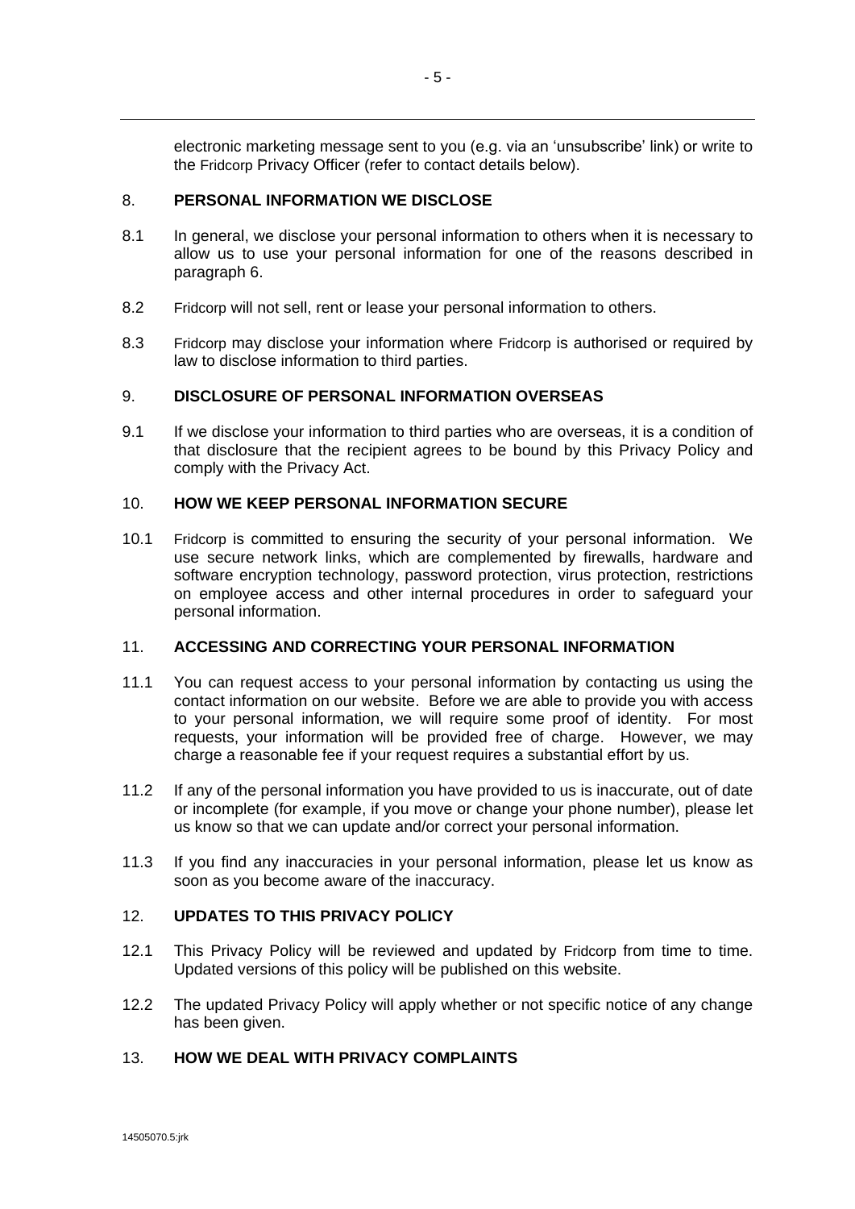electronic marketing message sent to you (e.g. via an 'unsubscribe' link) or write to the Fridcorp Privacy Officer (refer to contact details below).

## 8. PERSONAL INFORMATION WE DISCLOSE

8.1 In general, we disclose your personal information to others when it is necessary to allow us to use your personal information for one of the reasons described in paragraph 6.

8.2 Fridcorp will not sell, rent or lease your personal information to others.

8.3 Fridcorp may disclose your information where Fridcorp is authorised or required by law to disclose information to third parties.

## 9. DISCLOSURE OF PERSONAL INFORMATION OVERSEAS

9.1 If we disclose your information to third parties who are overseas, it is a condition of that disclosure that the recipient agrees to be bound by this Privacy Policy and comply with the Privacy Act.

## 10. HOW WE KEEP PERSONAL INFORMATION SECURE

10.1 Fridcorp is committed to ensuring the security of your personal information. We use secure network links, which are complemented by firewalls, hardware and software encryption technology, password protection, virus protection, restrictions on employee access and other internal procedures in order to safeguard your personal information.

## 11. ACCESSING AND CORRECTING YOUR PERSONAL INFORMATION

11.1 You can request access to your personal information by contacting us using the contact information on our website. Before we are able to provide you with access to your personal information, we will require some proof of identity. For most requests, your information will be provided free of charge. However, we may charge a reasonable fee if your request requires a substantial effort by us.

11.2 If any of the personal information you have provided to us is inaccurate, out of date or incomplete (for example, if you move or change your phone number), please let us know so that we can update and/or correct your personal information.

11.3 If you find any inaccuracies in your personal information, please let us know as soon as you become aware of the inaccuracy.

## 12. UPDATES TO THIS PRIVACY POLICY

12.1 This Privacy Policy will be reviewed and updated by Fridcorp from time to time. Updated versions of this policy will be published on this website.

12.2 The updated Privacy Policy will apply whether or not specific notice of any change has been given.

## 13. HOW WE DEAL WITH PRIVACY COMPLAINTS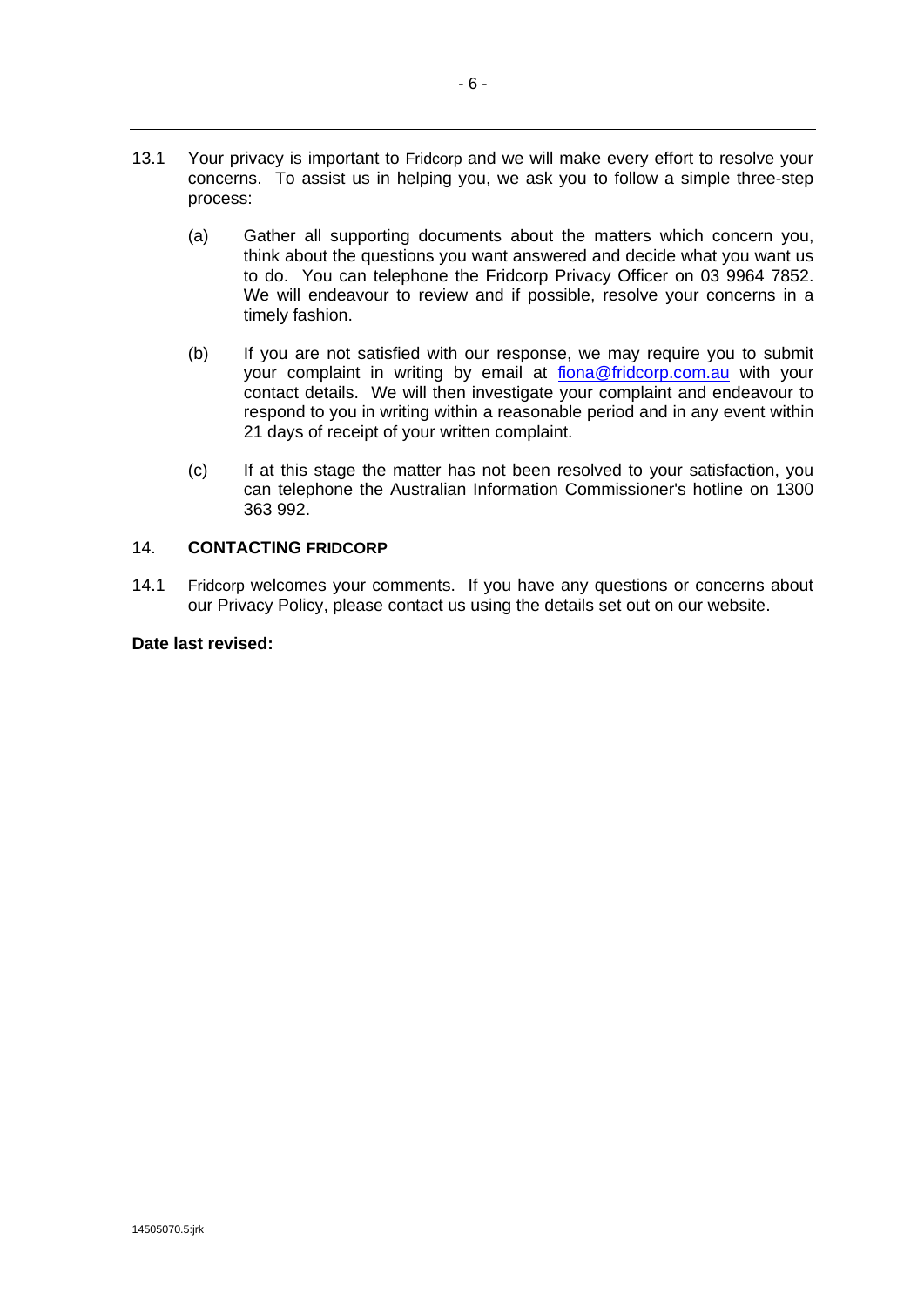13.1 Your privacy is important to Fridcorp and we will make every effort to resolve your concerns. To assist us in helping you, we ask you to follow a simple three-step process:

(a) Gather all supporting documents about the matters which concern you, think about the questions you want answered and decide what you want us to do. You can telephone the Fridcorp Privacy Officer on 03 9964 7852. We will endeavour to review and if possible, resolve your concerns in a timely fashion.

(b) If you are not satisfied with our response, we may require you to submit your complaint in writing by email at fiona@fridcorp.com.au with your contact details. We will then investigate your complaint and endeavour to respond to you in writing within a reasonable period and in any event within 21 days of receipt of your written complaint.

(c) If at this stage the matter has not been resolved to your satisfaction, you can telephone the Australian Information Commissioner's hotline on 1300 363 992.

## 14. CONTACTING FRIDCORP

14.1 Fridcorp welcomes your comments. If you have any questions or concerns about our Privacy Policy, please contact us using the details set out on our website.

**Date last revised:**

14505070.5:jrk